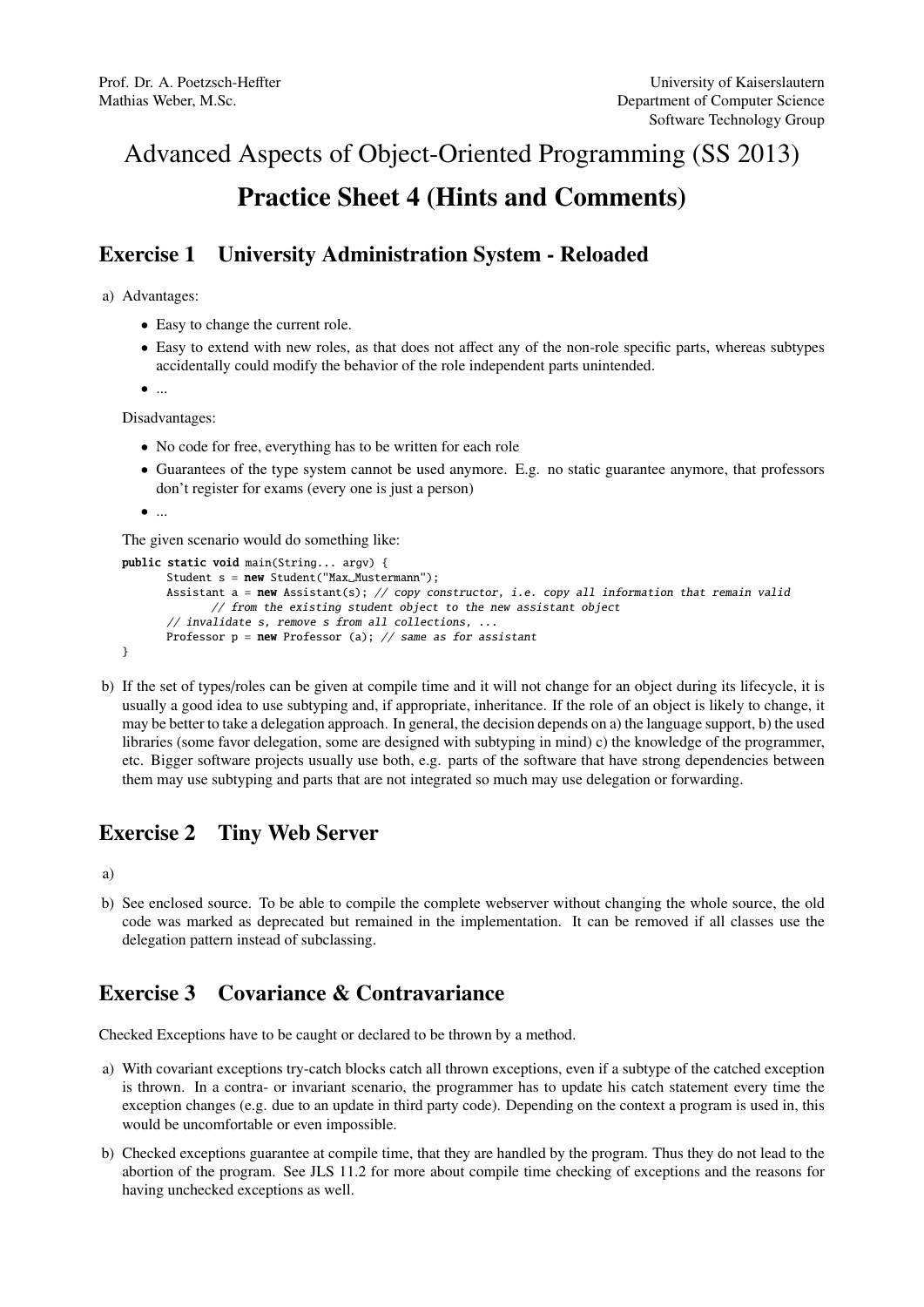Prof. Dr. A. Poetzsch-Heffter
Mathias Weber, M.Sc.

University of Kaiserslautern
Department of Computer Science
Software Technology Group

# Advanced Aspects of Object-Oriented Programming (SS 2013)

# Practice Sheet 4 (Hints and Comments)

## Exercise 1 University Administration System - Reloaded

a) Advantages:

- Easy to change the current role.
- Easy to extend with new roles, as that does not affect any of the non-role specific parts, whereas subtypes accidentally could modify the behavior of the role independent parts unintended.
- ...

Disadvantages:

- No code for free, everything has to be written for each role
- Guarantees of the type system cannot be used anymore. E.g. no static guarantee anymore, that professors don't register for exams (every one is just a person)
- ...

The given scenario would do something like:

```
public static void main(String... argv) {
       Student s = new Student("Max_Mustermann");
       Assistant a = new Assistant(s); // copy constructor, i.e. copy all information that remain valid
              // from the existing student object to the new assistant object
       // invalidate s, remove s from all collections, ...
       Professor p = new Professor (a); // same as for assistant
}
```

b) If the set of types/roles can be given at compile time and it will not change for an object during its lifecycle, it is usually a good idea to use subtyping and, if appropriate, inheritance. If the role of an object is likely to change, it may be better to take a delegation approach. In general, the decision depends on a) the language support, b) the used libraries (some favor delegation, some are designed with subtyping in mind) c) the knowledge of the programmer, etc. Bigger software projects usually use both, e.g. parts of the software that have strong dependencies between them may use subtyping and parts that are not integrated so much may use delegation or forwarding.

## Exercise 2 Tiny Web Server

a)

b) See enclosed source. To be able to compile the complete webserver without changing the whole source, the old code was marked as deprecated but remained in the implementation. It can be removed if all classes use the delegation pattern instead of subclassing.

## Exercise 3 Covariance & Contravariance

Checked Exceptions have to be caught or declared to be thrown by a method.

a) With covariant exceptions try-catch blocks catch all thrown exceptions, even if a subtype of the catched exception is thrown. In a contra- or invariant scenario, the programmer has to update his catch statement every time the exception changes (e.g. due to an update in third party code). Depending on the context a program is used in, this would be uncomfortable or even impossible.

b) Checked exceptions guarantee at compile time, that they are handled by the program. Thus they do not lead to the abortion of the program. See JLS 11.2 for more about compile time checking of exceptions and the reasons for having unchecked exceptions as well.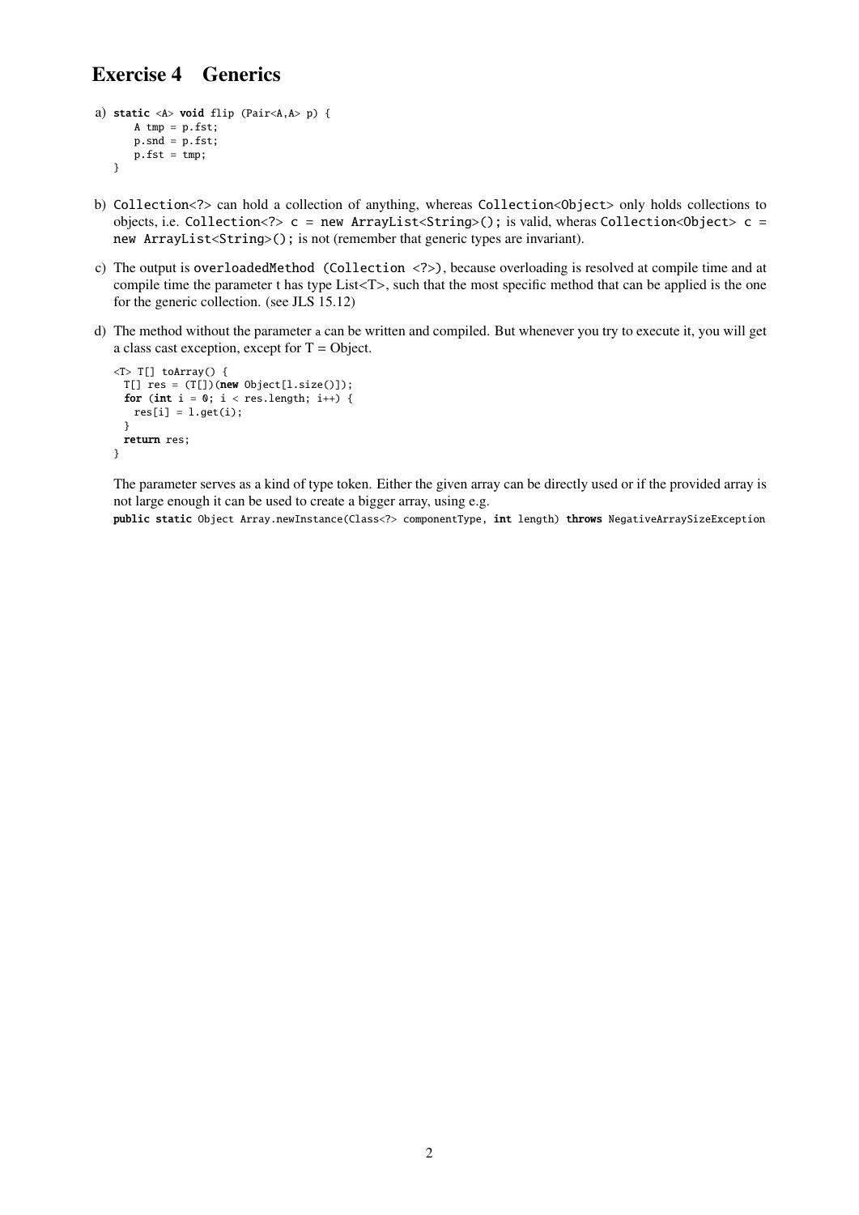## Exercise 4 Generics

a)
```
static <A> void flip (Pair<A,A> p) {
    A tmp = p.fst;
    p.snd = p.fst;
    p.fst = tmp;
}
```

b) `Collection<?>` can hold a collection of anything, whereas `Collection<Object>` only holds collections to objects, i.e. `Collection<?> c = new ArrayList<String>();` is valid, wheras `Collection<Object> c = new ArrayList<String>();` is not (remember that generic types are invariant).

c) The output is `overloadedMethod (Collection <?>)`, because overloading is resolved at compile time and at compile time the parameter t has type List<T>, such that the most specific method that can be applied is the one for the generic collection. (see JLS 15.12)

d) The method without the parameter `a` can be written and compiled. But whenever you try to execute it, you will get a class cast exception, except for T = Object.

```
<T> T[] toArray() {
  T[] res = (T[])(new Object[l.size()]);
  for (int i = 0; i < res.length; i++) {
    res[i] = l.get(i);
  }
  return res;
}
```

The parameter serves as a kind of type token. Either the given array can be directly used or if the provided array is not large enough it can be used to create a bigger array, using e.g.

`public static Object Array.newInstance(Class<?> componentType, int length) throws NegativeArraySizeException`